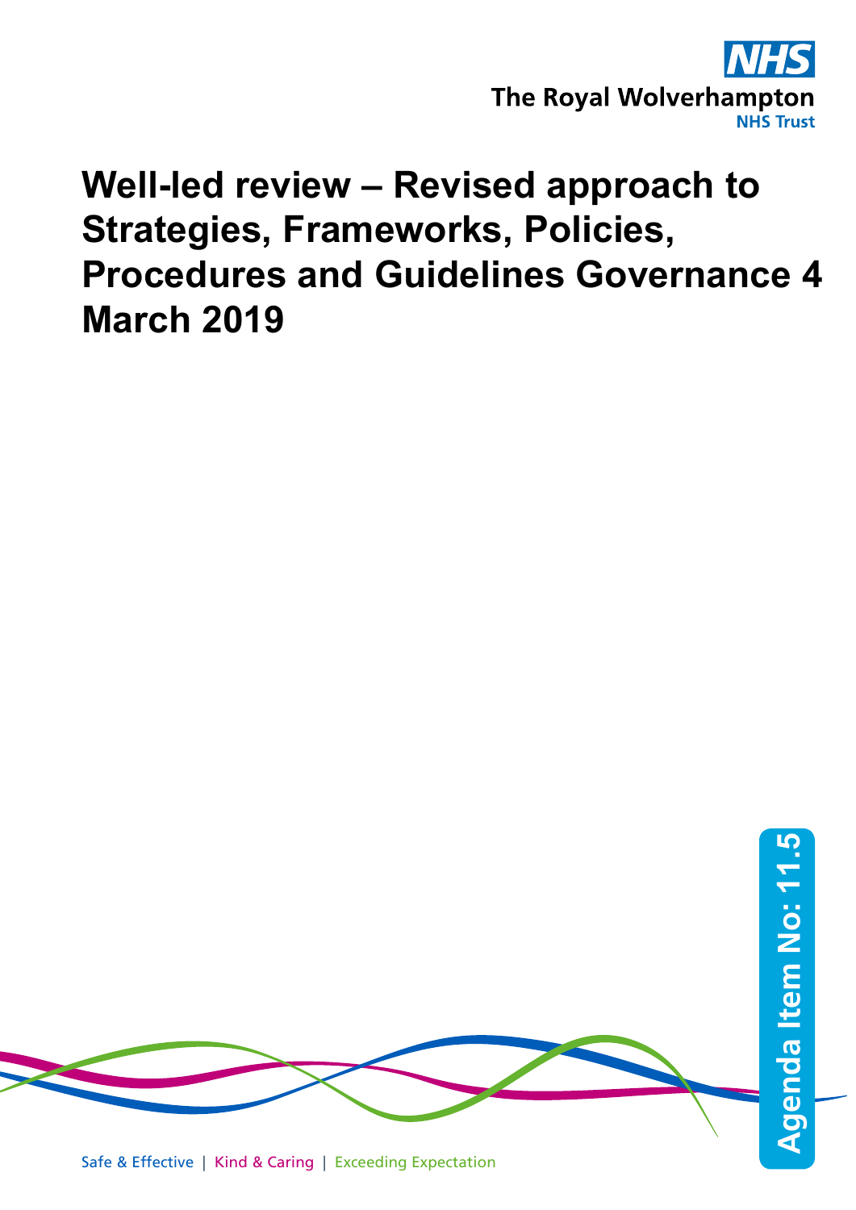The Royal Wolverhampton NHS Trust

# Well-led review – Revised approach to Strategies, Frameworks, Policies, Procedures and Guidelines Governance 4 March 2019

Agenda Item No: 11.5

Safe & Effective | Kind & Caring | Exceeding Expectation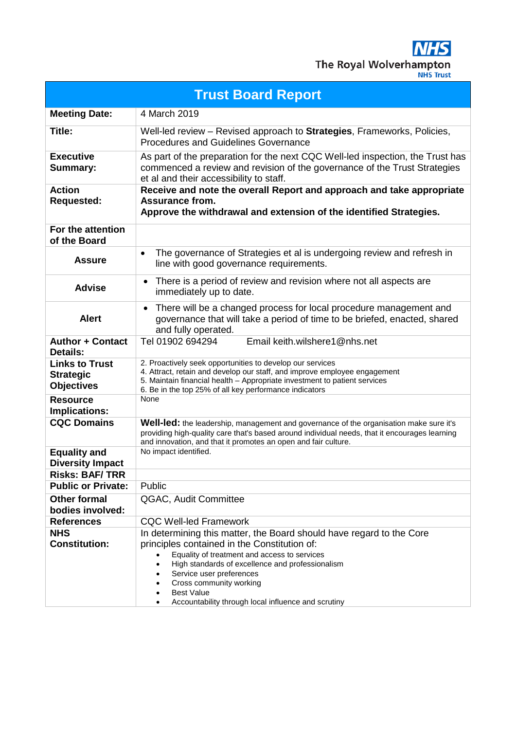The Royal Wolverhampton NHS Trust

| Trust Board Report | |
|---|---|
| **Meeting Date:** | 4 March 2019 |
| **Title:** | Well-led review – Revised approach to **Strategies**, Frameworks, Policies, Procedures and Guidelines Governance |
| **Executive Summary:** | As part of the preparation for the next CQC Well-led inspection, the Trust has commenced a review and revision of the governance of the Trust Strategies et al and their accessibility to staff. |
| **Action Requested:** | **Receive and note the overall Report and approach and take appropriate Assurance from.** **Approve the withdrawal and extension of the identified Strategies.** |
| **For the attention of the Board** | |
| **Assure** | • The governance of Strategies et al is undergoing review and refresh in line with good governance requirements. |
| **Advise** | • There is a period of review and revision where not all aspects are immediately up to date. |
| **Alert** | • There will be a changed process for local procedure management and governance that will take a period of time to be briefed, enacted, shared and fully operated. |
| **Author + Contact Details:** | Tel 01902 694294 Email keith.wilshere1@nhs.net |
| **Links to Trust Strategic Objectives** | 2. Proactively seek opportunities to develop our services<br>4. Attract, retain and develop our staff, and improve employee engagement<br>5. Maintain financial health – Appropriate investment to patient services<br>6. Be in the top 25% of all key performance indicators |
| **Resource Implications:** | None |
| **CQC Domains** | **Well-led:** the leadership, management and governance of the organisation make sure it's providing high-quality care that's based around individual needs, that it encourages learning and innovation, and that it promotes an open and fair culture. |
| **Equality and Diversity Impact** | No impact identified. |
| **Risks: BAF/ TRR** | |
| **Public or Private:** | Public |
| **Other formal bodies involved:** | QGAC, Audit Committee |
| **References** | CQC Well-led Framework |
| **NHS Constitution:** | In determining this matter, the Board should have regard to the Core principles contained in the Constitution of:<br>• Equality of treatment and access to services<br>• High standards of excellence and professionalism<br>• Service user preferences<br>• Cross community working<br>• Best Value<br>• Accountability through local influence and scrutiny |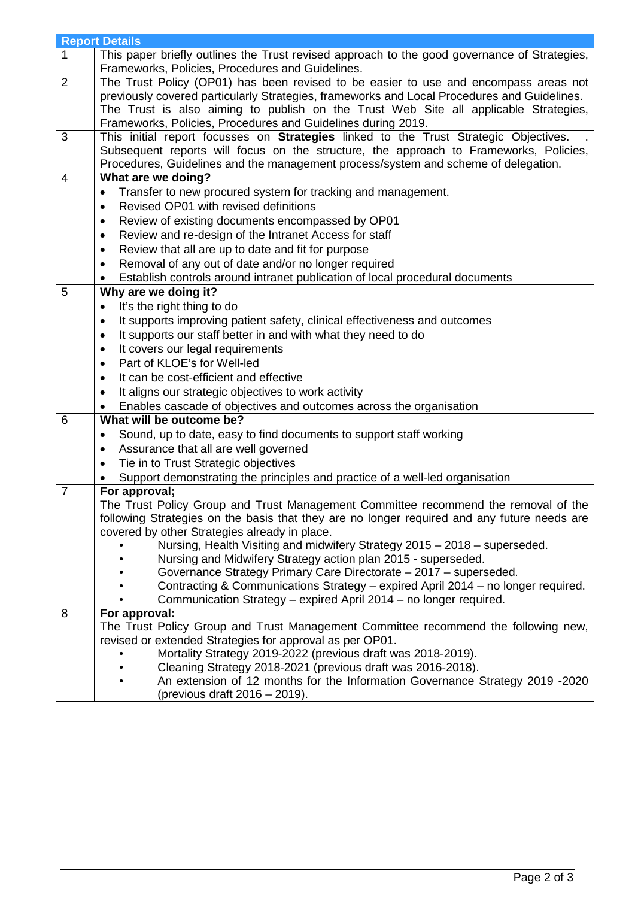| Report Details | |
|---|---|
| 1 | This paper briefly outlines the Trust revised approach to the good governance of Strategies, Frameworks, Policies, Procedures and Guidelines. |
| 2 | The Trust Policy (OP01) has been revised to be easier to use and encompass areas not previously covered particularly Strategies, frameworks and Local Procedures and Guidelines. The Trust is also aiming to publish on the Trust Web Site all applicable Strategies, Frameworks, Policies, Procedures and Guidelines during 2019. |
| 3 | This initial report focusses on **Strategies** linked to the Trust Strategic Objectives. . Subsequent reports will focus on the structure, the approach to Frameworks, Policies, Procedures, Guidelines and the management process/system and scheme of delegation. |
| 4 | **What are we doing?**<br>• Transfer to new procured system for tracking and management.<br>• Revised OP01 with revised definitions<br>• Review of existing documents encompassed by OP01<br>• Review and re-design of the Intranet Access for staff<br>• Review that all are up to date and fit for purpose<br>• Removal of any out of date and/or no longer required<br>• Establish controls around intranet publication of local procedural documents |
| 5 | **Why are we doing it?**<br>• It's the right thing to do<br>• It supports improving patient safety, clinical effectiveness and outcomes<br>• It supports our staff better in and with what they need to do<br>• It covers our legal requirements<br>• Part of KLOE's for Well-led<br>• It can be cost-efficient and effective<br>• It aligns our strategic objectives to work activity<br>• Enables cascade of objectives and outcomes across the organisation |
| 6 | **What will be outcome be?**<br>• Sound, up to date, easy to find documents to support staff working<br>• Assurance that all are well governed<br>• Tie in to Trust Strategic objectives<br>• Support demonstrating the principles and practice of a well-led organisation |
| 7 | **For approval;**<br>The Trust Policy Group and Trust Management Committee recommend the removal of the following Strategies on the basis that they are no longer required and any future needs are covered by other Strategies already in place.<br>• Nursing, Health Visiting and midwifery Strategy 2015 – 2018 – superseded.<br>• Nursing and Midwifery Strategy action plan 2015 - superseded.<br>• Governance Strategy Primary Care Directorate – 2017 – superseded.<br>• Contracting & Communications Strategy – expired April 2014 – no longer required.<br>• Communication Strategy – expired April 2014 – no longer required. |
| 8 | **For approval:**<br>The Trust Policy Group and Trust Management Committee recommend the following new, revised or extended Strategies for approval as per OP01.<br>• Mortality Strategy 2019-2022 (previous draft was 2018-2019).<br>• Cleaning Strategy 2018-2021 (previous draft was 2016-2018).<br>• An extension of 12 months for the Information Governance Strategy 2019 -2020 (previous draft 2016 – 2019). |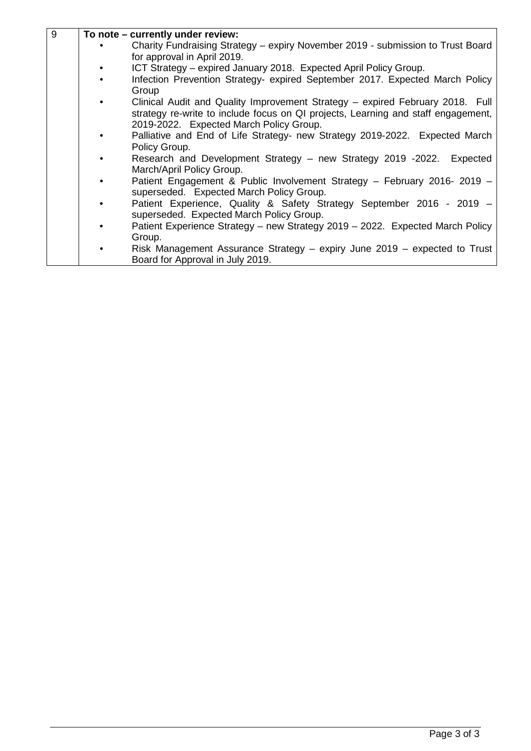| | |
|---|---|
| 9 | **To note – currently under review:**<br>• Charity Fundraising Strategy – expiry November 2019 - submission to Trust Board for approval in April 2019.<br>• ICT Strategy – expired January 2018. Expected April Policy Group.<br>• Infection Prevention Strategy- expired September 2017. Expected March Policy Group<br>• Clinical Audit and Quality Improvement Strategy – expired February 2018. Full strategy re-write to include focus on QI projects, Learning and staff engagement, 2019-2022. Expected March Policy Group.<br>• Palliative and End of Life Strategy- new Strategy 2019-2022. Expected March Policy Group.<br>• Research and Development Strategy – new Strategy 2019 -2022. Expected March/April Policy Group.<br>• Patient Engagement & Public Involvement Strategy – February 2016- 2019 – superseded. Expected March Policy Group.<br>• Patient Experience, Quality & Safety Strategy September 2016 - 2019 – superseded. Expected March Policy Group.<br>• Patient Experience Strategy – new Strategy 2019 – 2022. Expected March Policy Group.<br>• Risk Management Assurance Strategy – expiry June 2019 – expected to Trust Board for Approval in July 2019. |